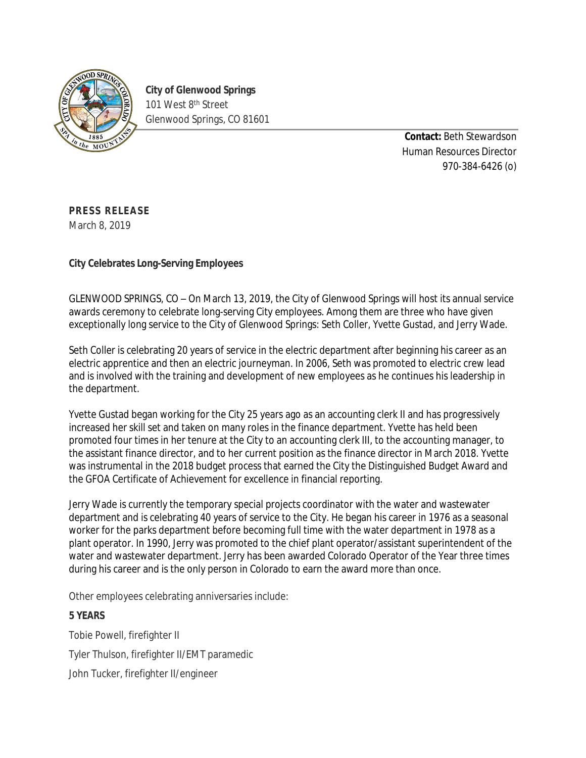**City of Glenwood Springs**
101 West 8th Street
Glenwood Springs, CO 81601

**Contact:** Beth Stewardson
Human Resources Director
970-384-6426 (o)

**PRESS RELEASE**
March 8, 2019

**City Celebrates Long-Serving Employees**

GLENWOOD SPRINGS, CO – On March 13, 2019, the City of Glenwood Springs will host its annual service awards ceremony to celebrate long-serving City employees. Among them are three who have given exceptionally long service to the City of Glenwood Springs: Seth Coller, Yvette Gustad, and Jerry Wade.

Seth Coller is celebrating 20 years of service in the electric department after beginning his career as an electric apprentice and then an electric journeyman. In 2006, Seth was promoted to electric crew lead and is involved with the training and development of new employees as he continues his leadership in the department.

Yvette Gustad began working for the City 25 years ago as an accounting clerk II and has progressively increased her skill set and taken on many roles in the finance department. Yvette has held been promoted four times in her tenure at the City to an accounting clerk III, to the accounting manager, to the assistant finance director, and to her current position as the finance director in March 2018. Yvette was instrumental in the 2018 budget process that earned the City the Distinguished Budget Award and the GFOA Certificate of Achievement for excellence in financial reporting.

Jerry Wade is currently the temporary special projects coordinator with the water and wastewater department and is celebrating 40 years of service to the City. He began his career in 1976 as a seasonal worker for the parks department before becoming full time with the water department in 1978 as a plant operator. In 1990, Jerry was promoted to the chief plant operator/assistant superintendent of the water and wastewater department. Jerry has been awarded Colorado Operator of the Year three times during his career and is the only person in Colorado to earn the award more than once.

Other employees celebrating anniversaries include:

**5 YEARS**

Tobie Powell, firefighter II

Tyler Thulson, firefighter II/EMT paramedic

John Tucker, firefighter II/engineer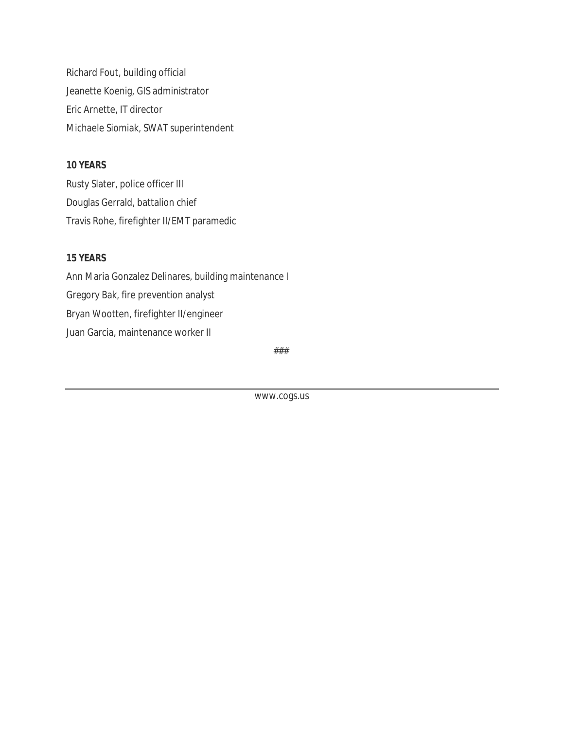Richard Fout, building official

Jeanette Koenig, GIS administrator

Eric Arnette, IT director

Michaele Siomiak, SWAT superintendent

**10 YEARS**

Rusty Slater, police officer III

Douglas Gerrald, battalion chief

Travis Rohe, firefighter II/EMT paramedic

**15 YEARS**

Ann Maria Gonzalez Delinares, building maintenance I

Gregory Bak, fire prevention analyst

Bryan Wootten, firefighter II/engineer

Juan Garcia, maintenance worker II

###

www.cogs.us